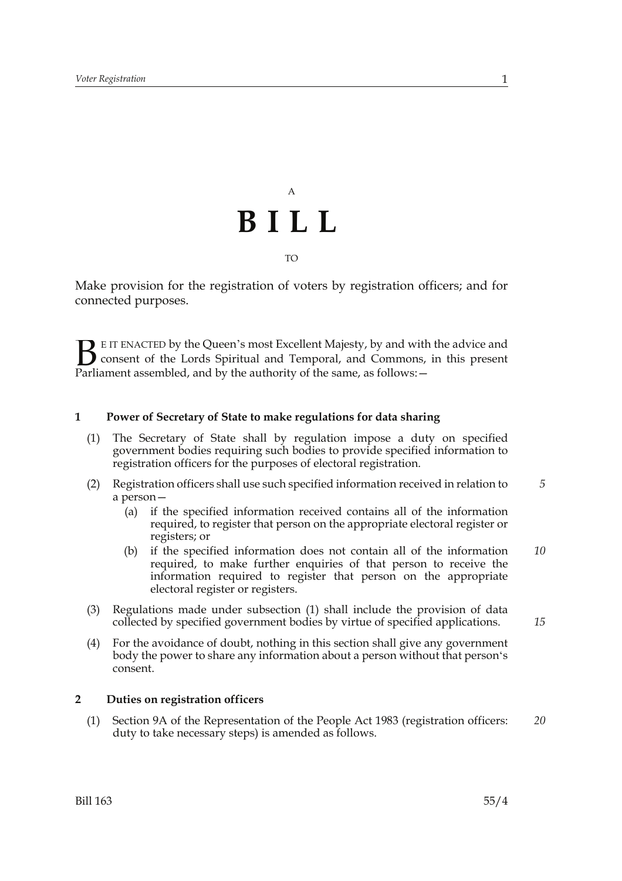A

# BILL

TO

Make provision for the registration of voters by registration officers; and for connected purposes.

BE IT ENACTED by the Queen's most Excellent Majesty, by and with the advice and consent of the Lords Spiritual and Temporal, and Commons, in this present Parliament assembled, and by the authority of the same, as follows:—

### 1 Power of Secretary of State to make regulations for data sharing

(1) The Secretary of State shall by regulation impose a duty on specified government bodies requiring such bodies to provide specified information to registration officers for the purposes of electoral registration.

(2) Registration officers shall use such specified information received in relation to a person—

(a) if the specified information received contains all of the information required, to register that person on the appropriate electoral register or registers; or

(b) if the specified information does not contain all of the information required, to make further enquiries of that person to receive the information required to register that person on the appropriate electoral register or registers.

(3) Regulations made under subsection (1) shall include the provision of data collected by specified government bodies by virtue of specified applications.

(4) For the avoidance of doubt, nothing in this section shall give any government body the power to share any information about a person without that person's consent.

### 2 Duties on registration officers

(1) Section 9A of the Representation of the People Act 1983 (registration officers: duty to take necessary steps) is amended as follows.

Bill 163 55/4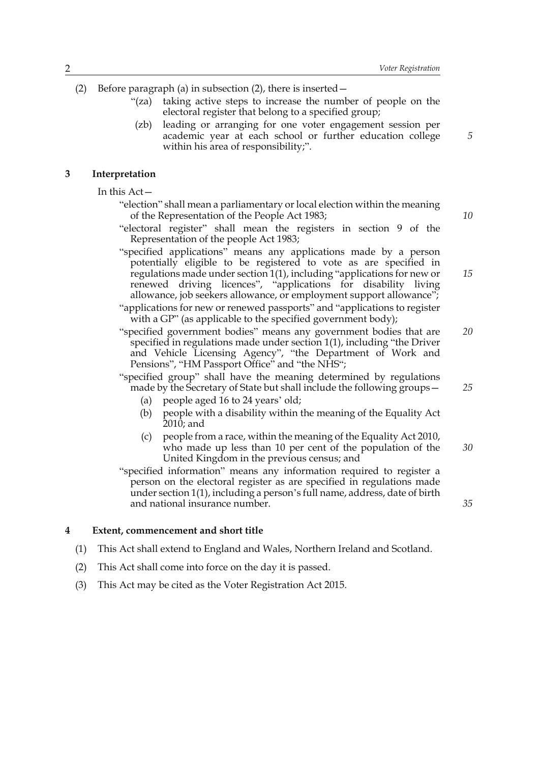(2) Before paragraph (a) in subsection (2), there is inserted—

"(za) taking active steps to increase the number of people on the electoral register that belong to a specified group;

(zb) leading or arranging for one voter engagement session per academic year at each school or further education college within his area of responsibility;".

## 3 Interpretation

In this Act—

"election" shall mean a parliamentary or local election within the meaning of the Representation of the People Act 1983;

"electoral register" shall mean the registers in section 9 of the Representation of the people Act 1983;

"specified applications" means any applications made by a person potentially eligible to be registered to vote as are specified in regulations made under section 1(1), including "applications for new or renewed driving licences", "applications for disability living allowance, job seekers allowance, or employment support allowance";

"applications for new or renewed passports" and "applications to register with a GP" (as applicable to the specified government body);

"specified government bodies" means any government bodies that are specified in regulations made under section 1(1), including "the Driver and Vehicle Licensing Agency", "the Department of Work and Pensions", "HM Passport Office" and "the NHS";

"specified group" shall have the meaning determined by regulations made by the Secretary of State but shall include the following groups—

(a) people aged 16 to 24 years' old;

(b) people with a disability within the meaning of the Equality Act 2010; and

(c) people from a race, within the meaning of the Equality Act 2010, who made up less than 10 per cent of the population of the United Kingdom in the previous census; and

"specified information" means any information required to register a person on the electoral register as are specified in regulations made under section 1(1), including a person's full name, address, date of birth and national insurance number.

## 4 Extent, commencement and short title

(1) This Act shall extend to England and Wales, Northern Ireland and Scotland.

(2) This Act shall come into force on the day it is passed.

(3) This Act may be cited as the Voter Registration Act 2015.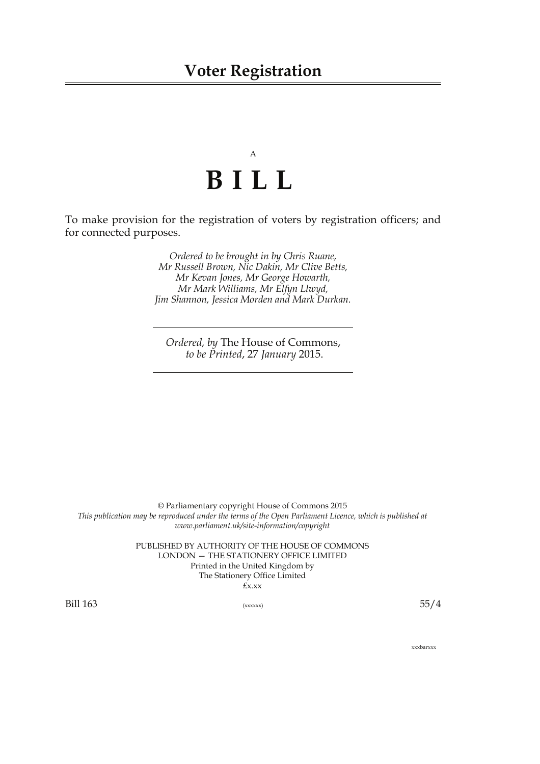# Voter Registration

A

# B I L L

To make provision for the registration of voters by registration officers; and for connected purposes.

*Ordered to be brought in by Chris Ruane, Mr Russell Brown, Nic Dakin, Mr Clive Betts, Mr Kevan Jones, Mr George Howarth, Mr Mark Williams, Mr Elfyn Llwyd, Jim Shannon, Jessica Morden and Mark Durkan.*

---

*Ordered, by* The House of Commons, *to be Printed*, 27 *January* 2015.

---

© Parliamentary copyright House of Commons 2015
*This publication may be reproduced under the terms of the Open Parliament Licence, which is published at www.parliament.uk/site-information/copyright*

PUBLISHED BY AUTHORITY OF THE HOUSE OF COMMONS
LONDON — THE STATIONERY OFFICE LIMITED
Printed in the United Kingdom by
The Stationery Office Limited
£x.xx

Bill 163 (xxxxxx) 55/4

xxxbarxxx